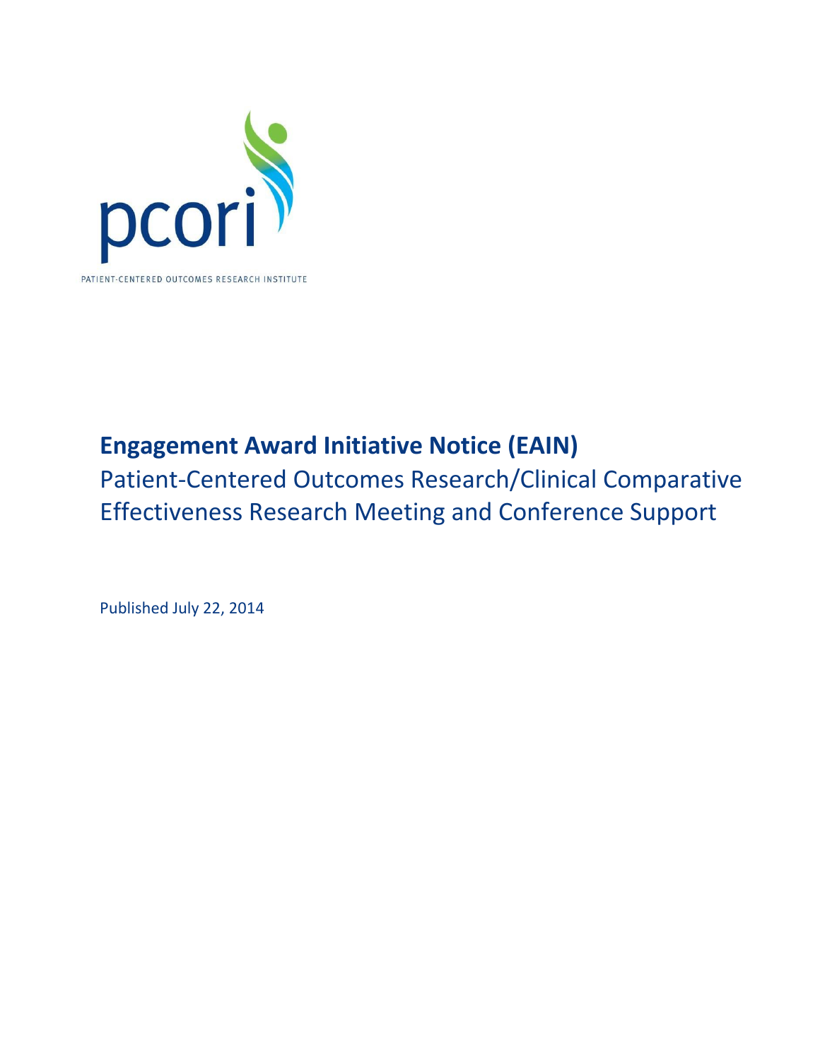pcori

PATIENT-CENTERED OUTCOMES RESEARCH INSTITUTE

# Engagement Award Initiative Notice (EAIN)

## Patient-Centered Outcomes Research/Clinical Comparative Effectiveness Research Meeting and Conference Support

Published July 22, 2014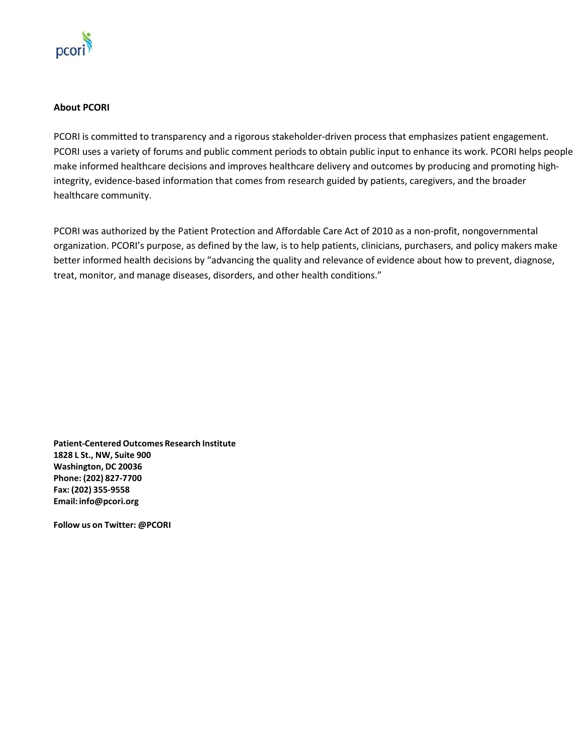## About PCORI

PCORI is committed to transparency and a rigorous stakeholder-driven process that emphasizes patient engagement. PCORI uses a variety of forums and public comment periods to obtain public input to enhance its work. PCORI helps people make informed healthcare decisions and improves healthcare delivery and outcomes by producing and promoting high-integrity, evidence-based information that comes from research guided by patients, caregivers, and the broader healthcare community.

PCORI was authorized by the Patient Protection and Affordable Care Act of 2010 as a non-profit, nongovernmental organization. PCORI's purpose, as defined by the law, is to help patients, clinicians, purchasers, and policy makers make better informed health decisions by "advancing the quality and relevance of evidence about how to prevent, diagnose, treat, monitor, and manage diseases, disorders, and other health conditions."

**Patient-Centered Outcomes Research Institute**
**1828 L St., NW, Suite 900**
**Washington, DC 20036**
**Phone: (202) 827-7700**
**Fax: (202) 355-9558**
**Email: info@pcori.org**

**Follow us on Twitter: @PCORI**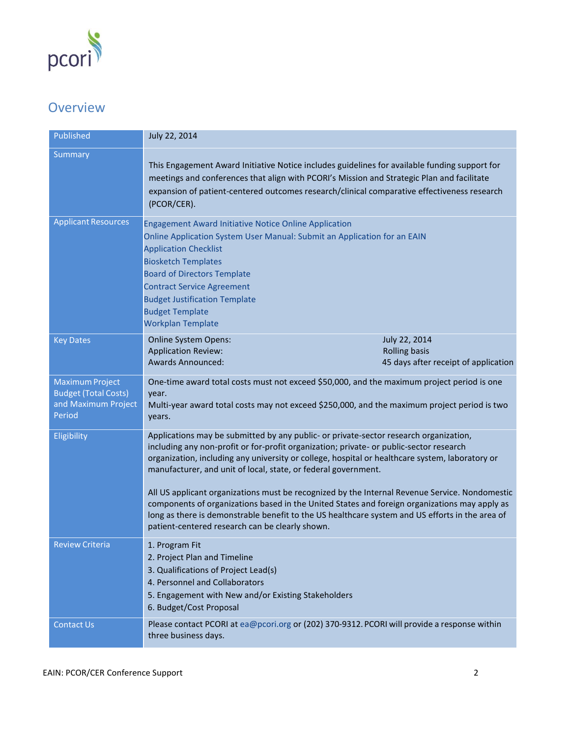## Overview

| | |
|---|---|
| Published | July 22, 2014 |
| Summary | This Engagement Award Initiative Notice includes guidelines for available funding support for meetings and conferences that align with PCORI's Mission and Strategic Plan and facilitate expansion of patient-centered outcomes research/clinical comparative effectiveness research (PCOR/CER). |
| Applicant Resources | Engagement Award Initiative Notice Online Application<br>Online Application System User Manual: Submit an Application for an EAIN<br>Application Checklist<br>Biosketch Templates<br>Board of Directors Template<br>Contract Service Agreement<br>Budget Justification Template<br>Budget Template<br>Workplan Template |
| Key Dates | Online System Opens: July 22, 2014<br>Application Review: Rolling basis<br>Awards Announced: 45 days after receipt of application |
| Maximum Project Budget (Total Costs) and Maximum Project Period | One-time award total costs must not exceed $50,000, and the maximum project period is one year.<br>Multi-year award total costs may not exceed $250,000, and the maximum project period is two years. |
| Eligibility | Applications may be submitted by any public- or private-sector research organization, including any non-profit or for-profit organization; private- or public-sector research organization, including any university or college, hospital or healthcare system, laboratory or manufacturer, and unit of local, state, or federal government.<br><br>All US applicant organizations must be recognized by the Internal Revenue Service. Nondomestic components of organizations based in the United States and foreign organizations may apply as long as there is demonstrable benefit to the US healthcare system and US efforts in the area of patient-centered research can be clearly shown. |
| Review Criteria | 1. Program Fit<br>2. Project Plan and Timeline<br>3. Qualifications of Project Lead(s)<br>4. Personnel and Collaborators<br>5. Engagement with New and/or Existing Stakeholders<br>6. Budget/Cost Proposal |
| Contact Us | Please contact PCORI at ea@pcori.org or (202) 370-9312. PCORI will provide a response within three business days. |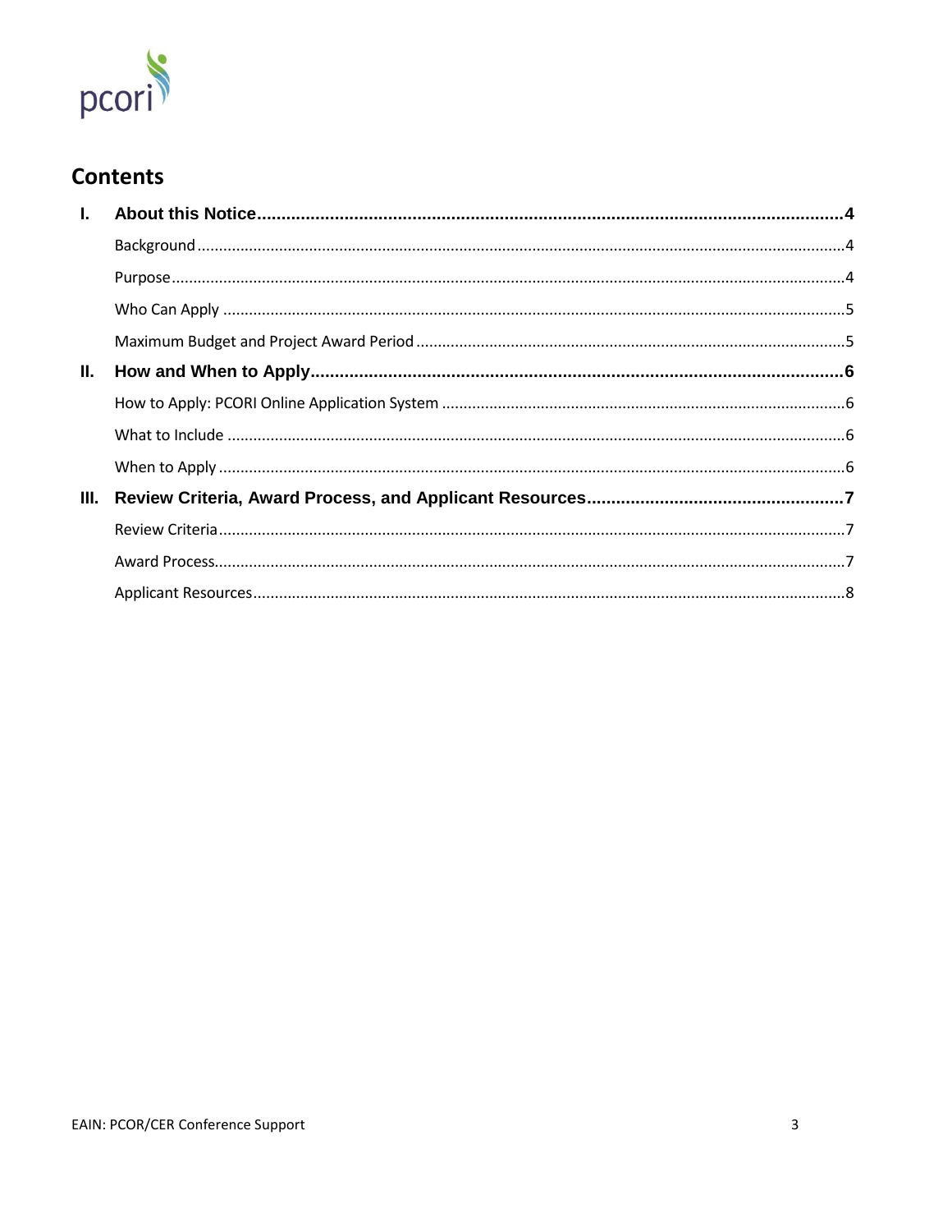## Contents

**I. About this Notice** ..... **4**

- Background ..... 4
- Purpose ..... 4
- Who Can Apply ..... 5
- Maximum Budget and Project Award Period ..... 5

**II. How and When to Apply** ..... **6**

- How to Apply: PCORI Online Application System ..... 6
- What to Include ..... 6
- When to Apply ..... 6

**III. Review Criteria, Award Process, and Applicant Resources** ..... **7**

- Review Criteria ..... 7
- Award Process ..... 7
- Applicant Resources ..... 8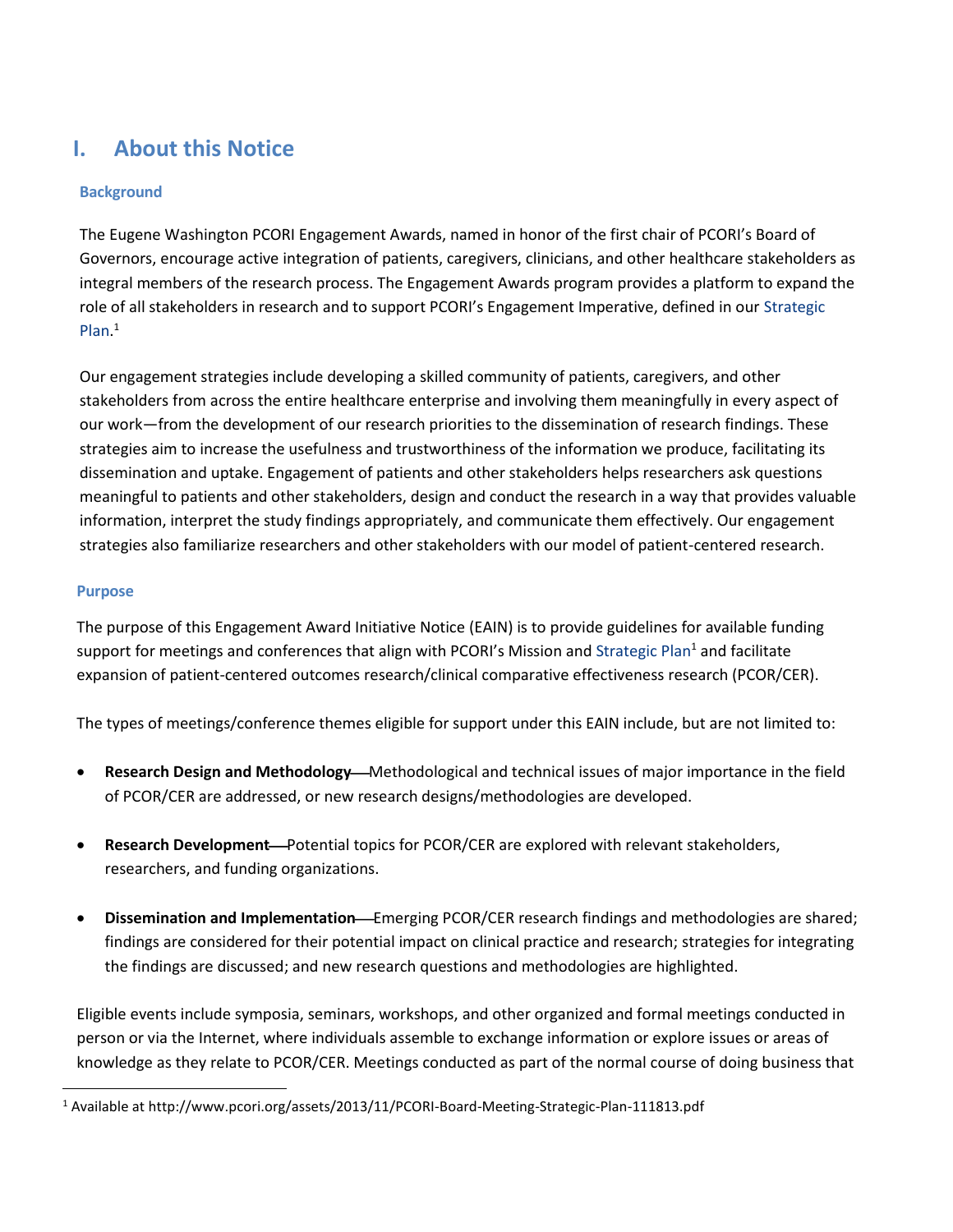# I. About this Notice

### Background

The Eugene Washington PCORI Engagement Awards, named in honor of the first chair of PCORI's Board of Governors, encourage active integration of patients, caregivers, clinicians, and other healthcare stakeholders as integral members of the research process. The Engagement Awards program provides a platform to expand the role of all stakeholders in research and to support PCORI's Engagement Imperative, defined in our Strategic Plan.[1]

Our engagement strategies include developing a skilled community of patients, caregivers, and other stakeholders from across the entire healthcare enterprise and involving them meaningfully in every aspect of our work—from the development of our research priorities to the dissemination of research findings. These strategies aim to increase the usefulness and trustworthiness of the information we produce, facilitating its dissemination and uptake. Engagement of patients and other stakeholders helps researchers ask questions meaningful to patients and other stakeholders, design and conduct the research in a way that provides valuable information, interpret the study findings appropriately, and communicate them effectively. Our engagement strategies also familiarize researchers and other stakeholders with our model of patient-centered research.

### Purpose

The purpose of this Engagement Award Initiative Notice (EAIN) is to provide guidelines for available funding support for meetings and conferences that align with PCORI's Mission and Strategic Plan[1] and facilitate expansion of patient-centered outcomes research/clinical comparative effectiveness research (PCOR/CER).

The types of meetings/conference themes eligible for support under this EAIN include, but are not limited to:

- **Research Design and Methodology**—Methodological and technical issues of major importance in the field of PCOR/CER are addressed, or new research designs/methodologies are developed.
- **Research Development**—Potential topics for PCOR/CER are explored with relevant stakeholders, researchers, and funding organizations.
- **Dissemination and Implementation**—Emerging PCOR/CER research findings and methodologies are shared; findings are considered for their potential impact on clinical practice and research; strategies for integrating the findings are discussed; and new research questions and methodologies are highlighted.

Eligible events include symposia, seminars, workshops, and other organized and formal meetings conducted in person or via the Internet, where individuals assemble to exchange information or explore issues or areas of knowledge as they relate to PCOR/CER. Meetings conducted as part of the normal course of doing business that

[1] Available at http://www.pcori.org/assets/2013/11/PCORI-Board-Meeting-Strategic-Plan-111813.pdf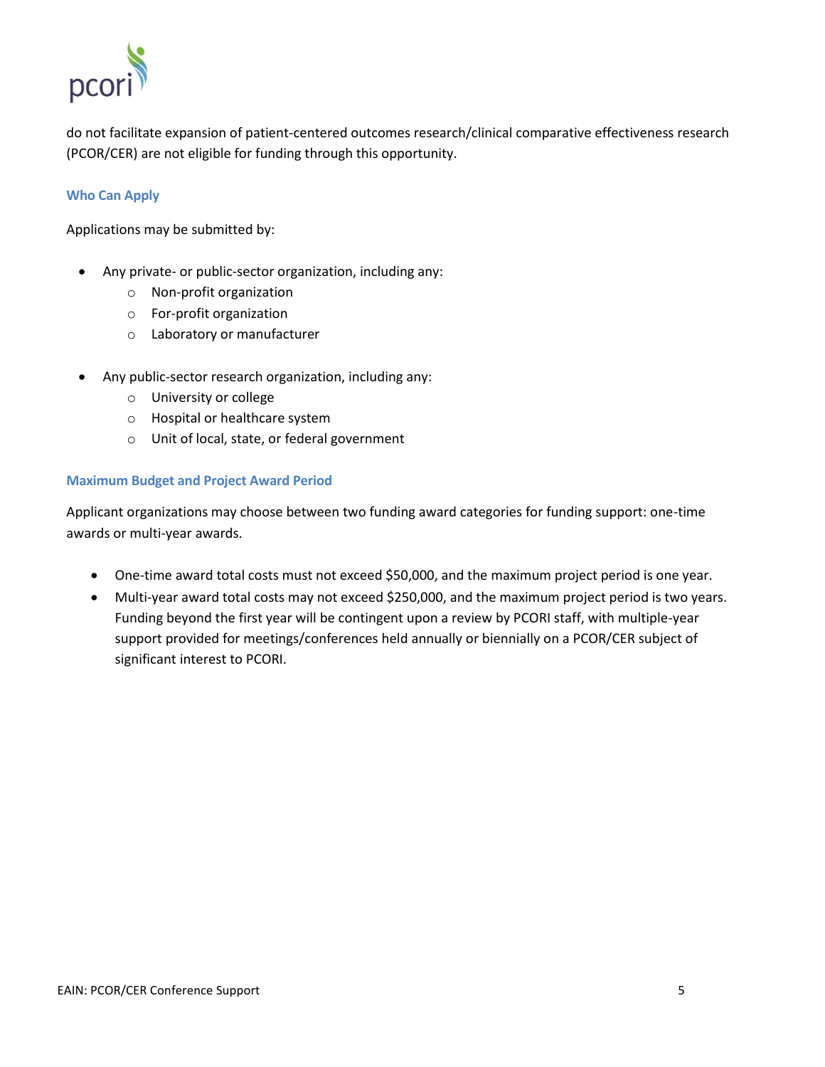do not facilitate expansion of patient-centered outcomes research/clinical comparative effectiveness research (PCOR/CER) are not eligible for funding through this opportunity.

### Who Can Apply

Applications may be submitted by:

- Any private- or public-sector organization, including any:
  - Non-profit organization
  - For-profit organization
  - Laboratory or manufacturer

- Any public-sector research organization, including any:
  - University or college
  - Hospital or healthcare system
  - Unit of local, state, or federal government

### Maximum Budget and Project Award Period

Applicant organizations may choose between two funding award categories for funding support: one-time awards or multi-year awards.

- One-time award total costs must not exceed $50,000, and the maximum project period is one year.
- Multi-year award total costs may not exceed $250,000, and the maximum project period is two years. Funding beyond the first year will be contingent upon a review by PCORI staff, with multiple-year support provided for meetings/conferences held annually or biennially on a PCOR/CER subject of significant interest to PCORI.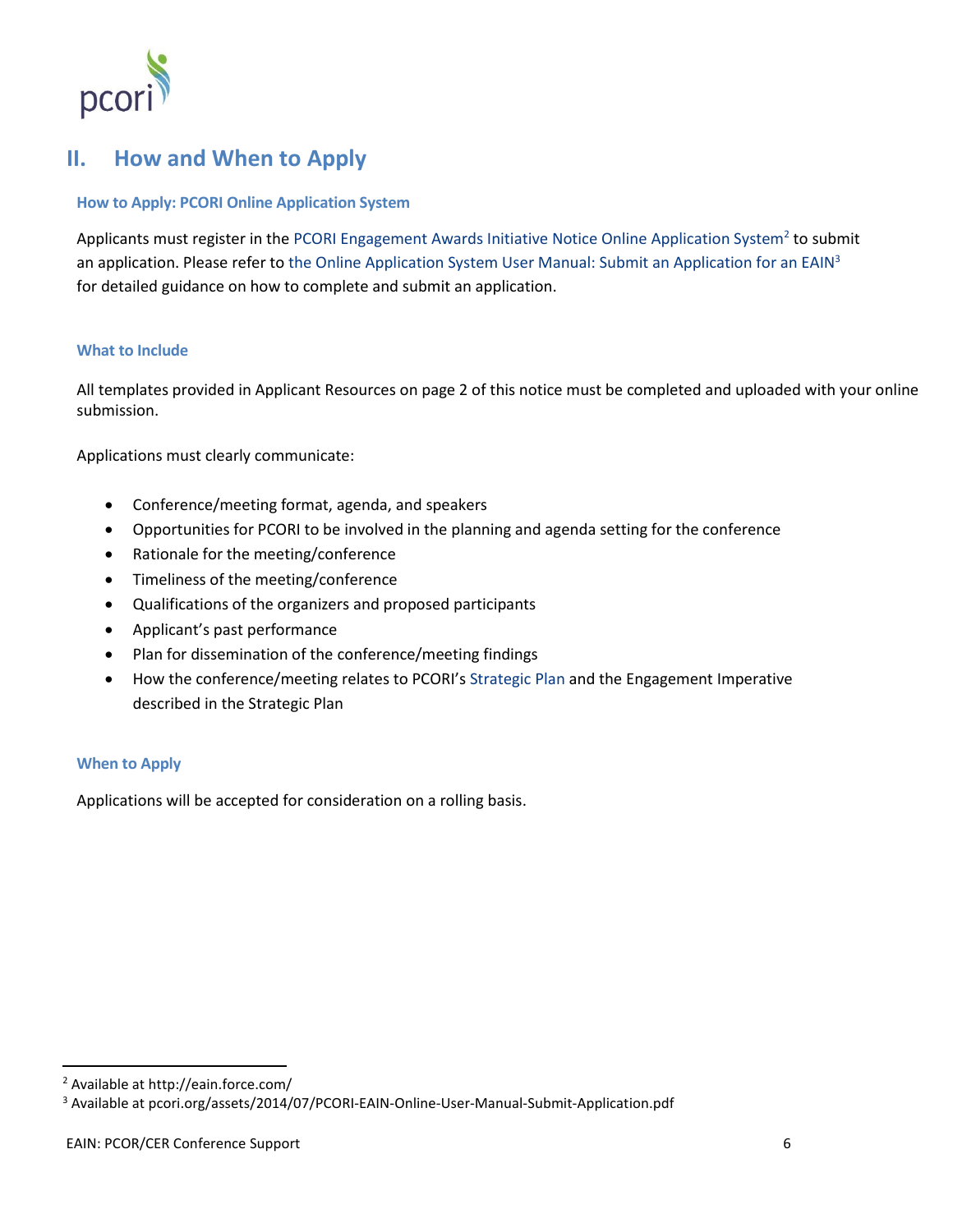## II. How and When to Apply

### How to Apply: PCORI Online Application System

Applicants must register in the PCORI Engagement Awards Initiative Notice Online Application System[2] to submit an application. Please refer to the Online Application System User Manual: Submit an Application for an EAIN[3] for detailed guidance on how to complete and submit an application.

### What to Include

All templates provided in Applicant Resources on page 2 of this notice must be completed and uploaded with your online submission.

Applications must clearly communicate:

- Conference/meeting format, agenda, and speakers
- Opportunities for PCORI to be involved in the planning and agenda setting for the conference
- Rationale for the meeting/conference
- Timeliness of the meeting/conference
- Qualifications of the organizers and proposed participants
- Applicant's past performance
- Plan for dissemination of the conference/meeting findings
- How the conference/meeting relates to PCORI's Strategic Plan and the Engagement Imperative described in the Strategic Plan

### When to Apply

Applications will be accepted for consideration on a rolling basis.

---

[2] Available at http://eain.force.com/

[3] Available at pcori.org/assets/2014/07/PCORI-EAIN-Online-User-Manual-Submit-Application.pdf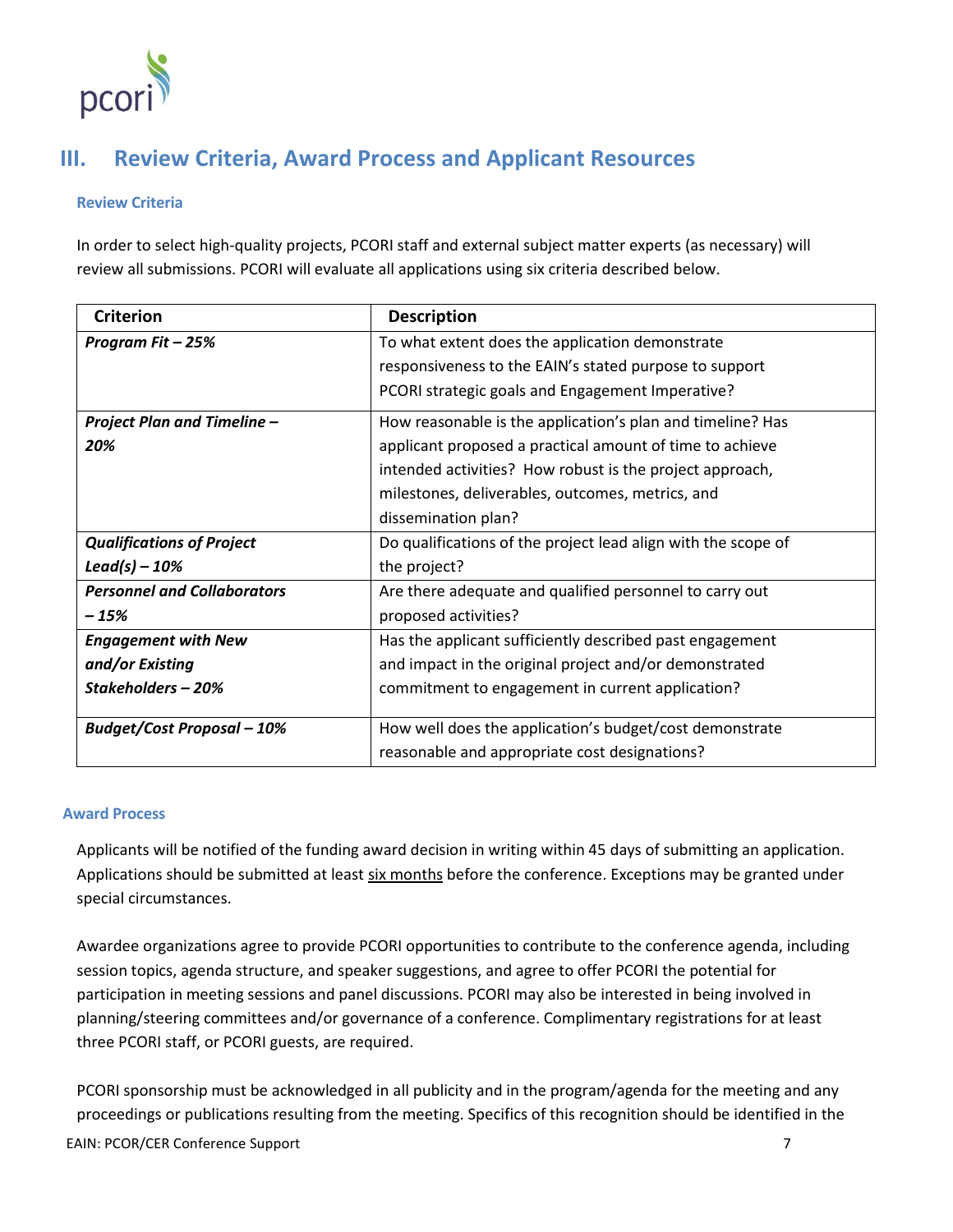## III. Review Criteria, Award Process and Applicant Resources

### Review Criteria

In order to select high-quality projects, PCORI staff and external subject matter experts (as necessary) will review all submissions. PCORI will evaluate all applications using six criteria described below.

| Criterion | Description |
|---|---|
| ***Program Fit – 25%*** | To what extent does the application demonstrate responsiveness to the EAIN's stated purpose to support PCORI strategic goals and Engagement Imperative? |
| ***Project Plan and Timeline – 20%*** | How reasonable is the application's plan and timeline? Has applicant proposed a practical amount of time to achieve intended activities? How robust is the project approach, milestones, deliverables, outcomes, metrics, and dissemination plan? |
| ***Qualifications of Project Lead(s) – 10%*** | Do qualifications of the project lead align with the scope of the project? |
| ***Personnel and Collaborators – 15%*** | Are there adequate and qualified personnel to carry out proposed activities? |
| ***Engagement with New and/or Existing Stakeholders – 20%*** | Has the applicant sufficiently described past engagement and impact in the original project and/or demonstrated commitment to engagement in current application? |
| ***Budget/Cost Proposal – 10%*** | How well does the application's budget/cost demonstrate reasonable and appropriate cost designations? |

### Award Process

Applicants will be notified of the funding award decision in writing within 45 days of submitting an application. Applications should be submitted at least six months before the conference. Exceptions may be granted under special circumstances.

Awardee organizations agree to provide PCORI opportunities to contribute to the conference agenda, including session topics, agenda structure, and speaker suggestions, and agree to offer PCORI the potential for participation in meeting sessions and panel discussions. PCORI may also be interested in being involved in planning/steering committees and/or governance of a conference. Complimentary registrations for at least three PCORI staff, or PCORI guests, are required.

PCORI sponsorship must be acknowledged in all publicity and in the program/agenda for the meeting and any proceedings or publications resulting from the meeting. Specifics of this recognition should be identified in the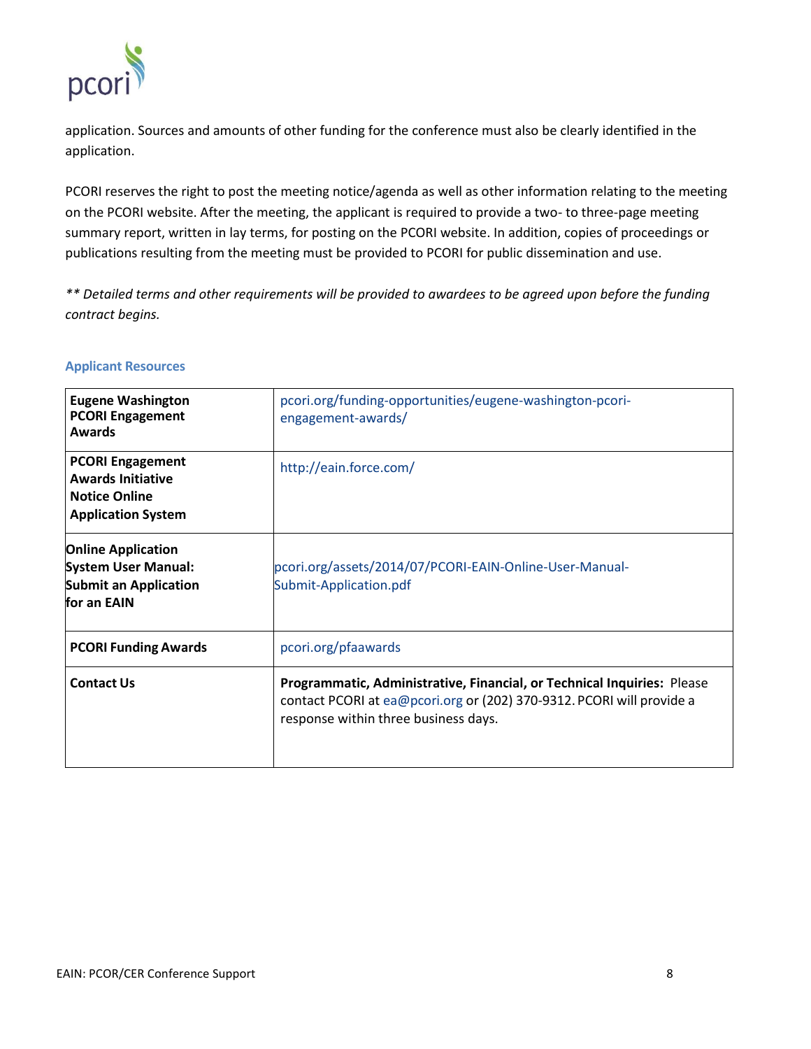application. Sources and amounts of other funding for the conference must also be clearly identified in the application.

PCORI reserves the right to post the meeting notice/agenda as well as other information relating to the meeting on the PCORI website. After the meeting, the applicant is required to provide a two- to three-page meeting summary report, written in lay terms, for posting on the PCORI website. In addition, copies of proceedings or publications resulting from the meeting must be provided to PCORI for public dissemination and use.

*** Detailed terms and other requirements will be provided to awardees to be agreed upon before the funding contract begins.*

### Applicant Resources

| | |
|---|---|
| **Eugene Washington PCORI Engagement Awards** | pcori.org/funding-opportunities/eugene-washington-pcori-engagement-awards/ |
| **PCORI Engagement Awards Initiative Notice Online Application System** | http://eain.force.com/ |
| **Online Application System User Manual: Submit an Application for an EAIN** | pcori.org/assets/2014/07/PCORI-EAIN-Online-User-Manual-Submit-Application.pdf |
| **PCORI Funding Awards** | pcori.org/pfaawards |
| **Contact Us** | **Programmatic, Administrative, Financial, or Technical Inquiries:** Please contact PCORI at ea@pcori.org or (202) 370-9312. PCORI will provide a response within three business days. |